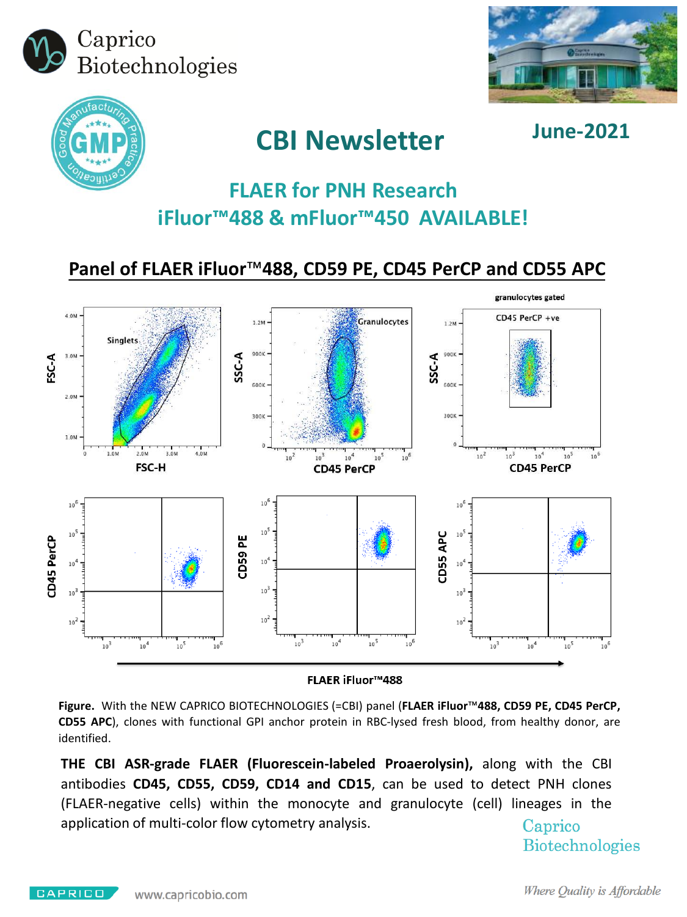# CBI Newsletter

**June-2021**

## FLAER for PNH Research
## iFluor™488 & mFluor™450 AVAILABLE!

## Panel of FLAER iFluor™488, CD59 PE, CD45 PerCP and CD55 APC

**Figure.** With the NEW CAPRICO BIOTECHNOLOGIES (=CBI) panel (**FLAER iFluor™488, CD59 PE, CD45 PerCP, CD55 APC**), clones with functional GPI anchor protein in RBC-lysed fresh blood, from healthy donor, are identified.

**THE CBI ASR-grade FLAER (Fluorescein-labeled Proaerolysin),** along with the CBI antibodies **CD45, CD55, CD59, CD14 and CD15**, can be used to detect PNH clones (FLAER-negative cells) within the monocyte and granulocyte (cell) lineages in the application of multi-color flow cytometry analysis.

Caprico Biotechnologies

www.capricobio.com

*Where Quality is Affordable*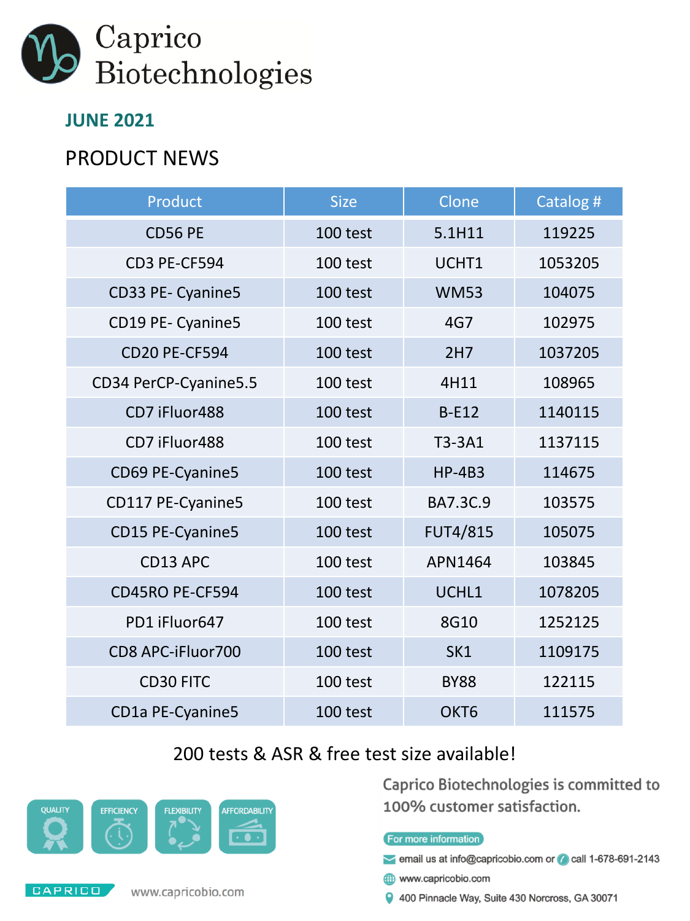# Caprico Biotechnologies

## JUNE 2021

## PRODUCT NEWS

| Product | Size | Clone | Catalog # |
|---|---|---|---|
| CD56 PE | 100 test | 5.1H11 | 119225 |
| CD3 PE-CF594 | 100 test | UCHT1 | 1053205 |
| CD33 PE- Cyanine5 | 100 test | WM53 | 104075 |
| CD19 PE- Cyanine5 | 100 test | 4G7 | 102975 |
| CD20 PE-CF594 | 100 test | 2H7 | 1037205 |
| CD34 PerCP-Cyanine5.5 | 100 test | 4H11 | 108965 |
| CD7 iFluor488 | 100 test | B-E12 | 1140115 |
| CD7 iFluor488 | 100 test | T3-3A1 | 1137115 |
| CD69 PE-Cyanine5 | 100 test | HP-4B3 | 114675 |
| CD117 PE-Cyanine5 | 100 test | BA7.3C.9 | 103575 |
| CD15 PE-Cyanine5 | 100 test | FUT4/815 | 105075 |
| CD13 APC | 100 test | APN1464 | 103845 |
| CD45RO PE-CF594 | 100 test | UCHL1 | 1078205 |
| PD1 iFluor647 | 100 test | 8G10 | 1252125 |
| CD8 APC-iFluor700 | 100 test | SK1 | 1109175 |
| CD30 FITC | 100 test | BY88 | 122115 |
| CD1a PE-Cyanine5 | 100 test | OKT6 | 111575 |

200 tests & ASR & free test size available!

QUALITY EFFICIENCY FLEXIBILITY AFFORDABILITY

Caprico Biotechnologies is committed to 100% customer satisfaction.

For more information

email us at info@capricobio.com or call 1-678-691-2143

www.capricobio.com

400 Pinnacle Way, Suite 430 Norcross, GA 30071

CAPRICO

www.capricobio.com